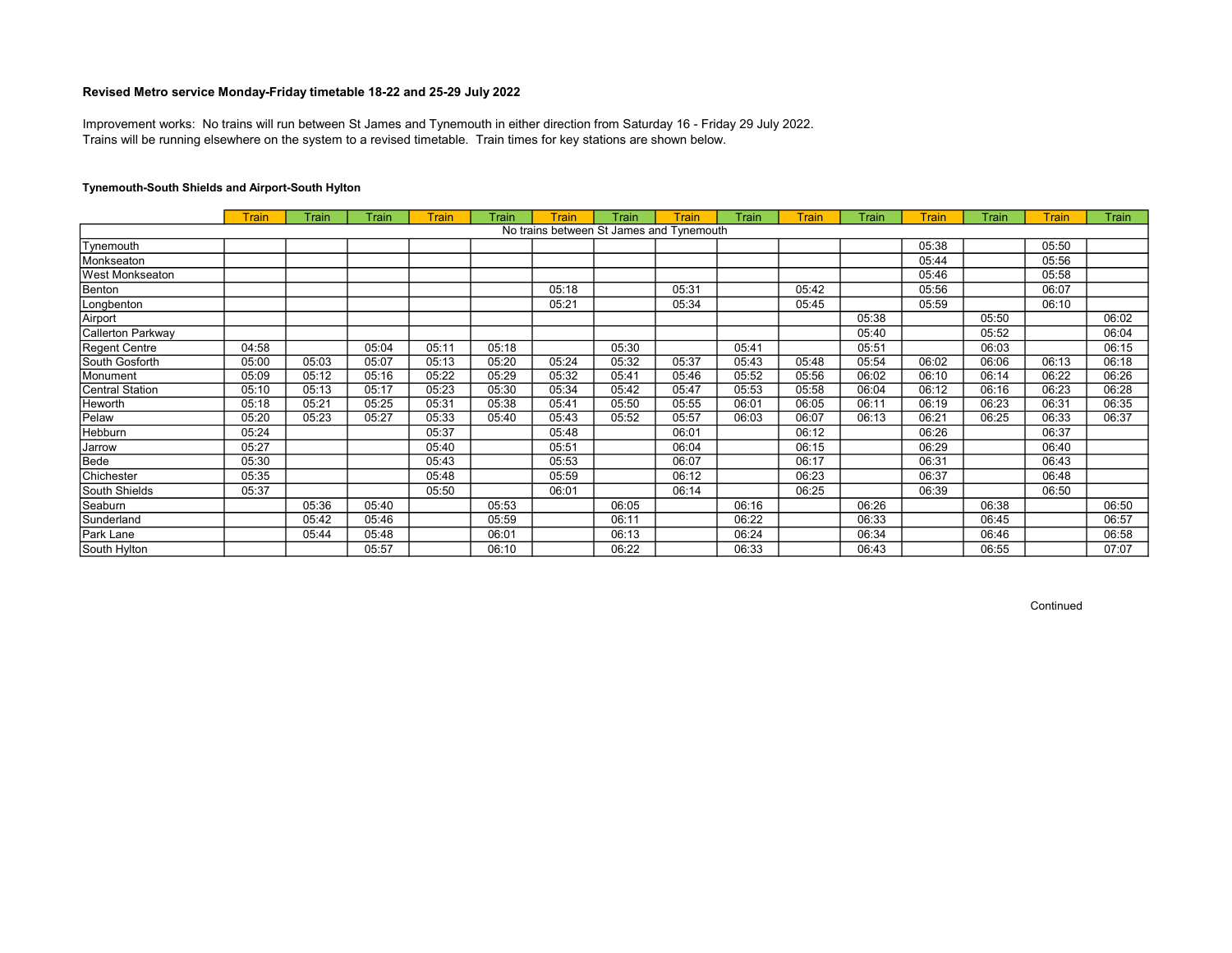**Revised Metro service Monday-Friday timetable 18-22 and 25-29 July 2022**

Improvement works: No trains will run between St James and Tynemouth in either direction from Saturday 16 - Friday 29 July 2022.
Trains will be running elsewhere on the system to a revised timetable. Train times for key stations are shown below.

**Tynemouth-South Shields and Airport-South Hylton**

| | Train | Train | Train | Train | Train | Train | Train | Train | Train | Train | Train | Train | Train | Train | Train |
|---|---|---|---|---|---|---|---|---|---|---|---|---|---|---|---|
| | | | | | | | No trains between St James and Tynemouth | | | | | | | | |
| Tynemouth | | | | | | | | | | | | 05:38 | | 05:50 | |
| Monkseaton | | | | | | | | | | | | 05:44 | | 05:56 | |
| West Monkseaton | | | | | | | | | | | | 05:46 | | 05:58 | |
| Benton | | | | | | 05:18 | | 05:31 | | 05:42 | | 05:56 | | 06:07 | |
| Longbenton | | | | | | 05:21 | | 05:34 | | 05:45 | | 05:59 | | 06:10 | |
| Airport | | | | | | | | | | | 05:38 | | 05:50 | | 06:02 |
| Callerton Parkway | | | | | | | | | | | 05:40 | | 05:52 | | 06:04 |
| Regent Centre | 04:58 | | 05:04 | 05:11 | 05:18 | | 05:30 | | 05:41 | | 05:51 | | 06:03 | | 06:15 |
| South Gosforth | 05:00 | 05:03 | 05:07 | 05:13 | 05:20 | 05:24 | 05:32 | 05:37 | 05:43 | 05:48 | 05:54 | 06:02 | 06:06 | 06:13 | 06:18 |
| Monument | 05:09 | 05:12 | 05:16 | 05:22 | 05:29 | 05:32 | 05:41 | 05:46 | 05:52 | 05:56 | 06:02 | 06:10 | 06:14 | 06:22 | 06:26 |
| Central Station | 05:10 | 05:13 | 05:17 | 05:23 | 05:30 | 05:34 | 05:42 | 05:47 | 05:53 | 05:58 | 06:04 | 06:12 | 06:16 | 06:23 | 06:28 |
| Heworth | 05:18 | 05:21 | 05:25 | 05:31 | 05:38 | 05:41 | 05:50 | 05:55 | 06:01 | 06:05 | 06:11 | 06:19 | 06:23 | 06:31 | 06:35 |
| Pelaw | 05:20 | 05:23 | 05:27 | 05:33 | 05:40 | 05:43 | 05:52 | 05:57 | 06:03 | 06:07 | 06:13 | 06:21 | 06:25 | 06:33 | 06:37 |
| Hebburn | 05:24 | | | 05:37 | | 05:48 | | 06:01 | | 06:12 | | 06:26 | | 06:37 | |
| Jarrow | 05:27 | | | 05:40 | | 05:51 | | 06:04 | | 06:15 | | 06:29 | | 06:40 | |
| Bede | 05:30 | | | 05:43 | | 05:53 | | 06:07 | | 06:17 | | 06:31 | | 06:43 | |
| Chichester | 05:35 | | | 05:48 | | 05:59 | | 06:12 | | 06:23 | | 06:37 | | 06:48 | |
| South Shields | 05:37 | | | 05:50 | | 06:01 | | 06:14 | | 06:25 | | 06:39 | | 06:50 | |
| Seaburn | | 05:36 | 05:40 | | 05:53 | | 06:05 | | 06:16 | | 06:26 | | 06:38 | | 06:50 |
| Sunderland | | 05:42 | 05:46 | | 05:59 | | 06:11 | | 06:22 | | 06:33 | | 06:45 | | 06:57 |
| Park Lane | | 05:44 | 05:48 | | 06:01 | | 06:13 | | 06:24 | | 06:34 | | 06:46 | | 06:58 |
| South Hylton | | | 05:57 | | 06:10 | | 06:22 | | 06:33 | | 06:43 | | 06:55 | | 07:07 |

Continued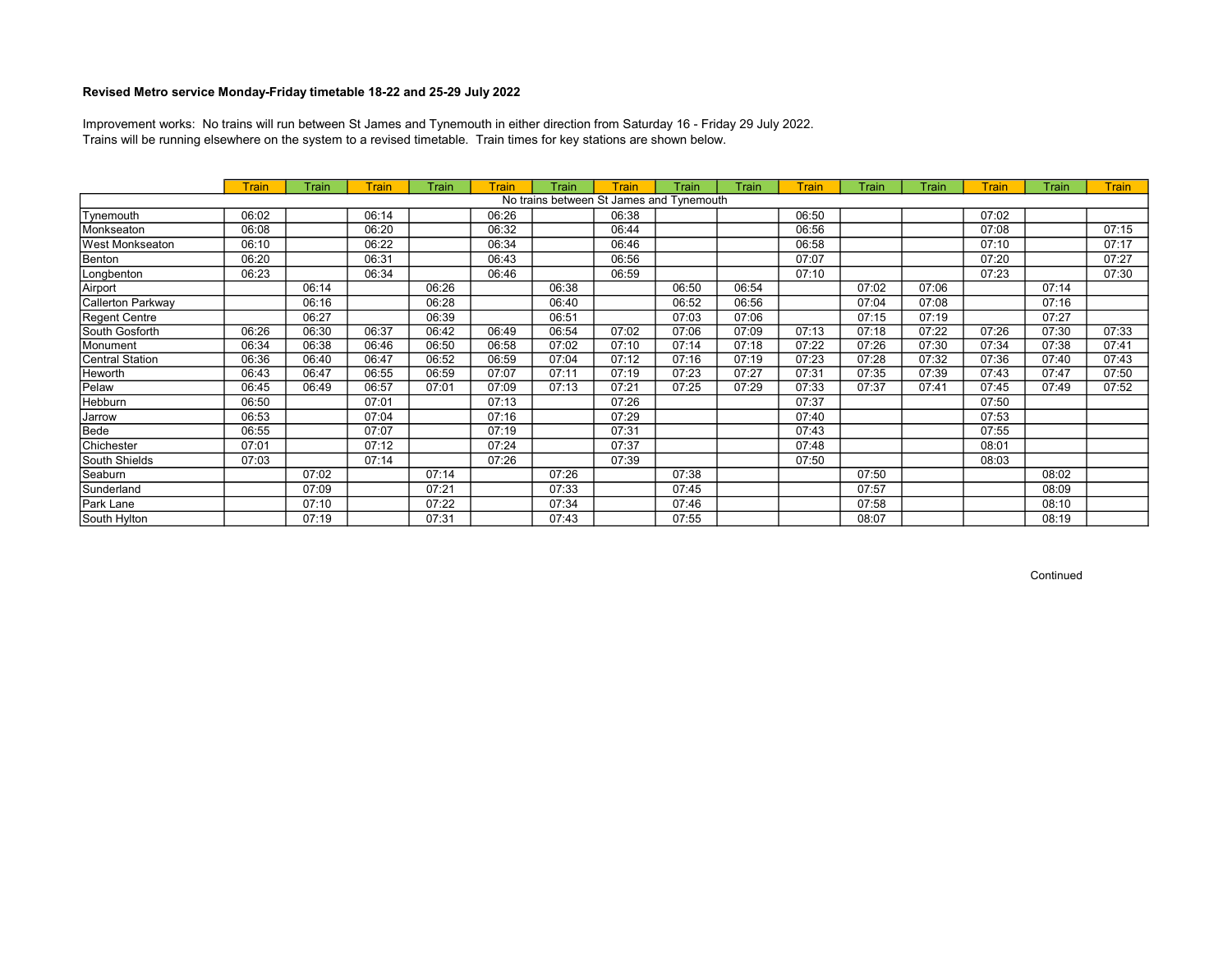**Revised Metro service Monday-Friday timetable 18-22 and 25-29 July 2022**

Improvement works: No trains will run between St James and Tynemouth in either direction from Saturday 16 - Friday 29 July 2022.
Trains will be running elsewhere on the system to a revised timetable. Train times for key stations are shown below.

| | Train | Train | Train | Train | Train | Train | Train | Train | Train | Train | Train | Train | Train | Train | Train |
|---|---|---|---|---|---|---|---|---|---|---|---|---|---|---|---|
| No trains between St James and Tynemouth | | | | | | | | | | | | | | | |
| Tynemouth | 06:02 | | 06:14 | | 06:26 | | 06:38 | | | 06:50 | | | 07:02 | | |
| Monkseaton | 06:08 | | 06:20 | | 06:32 | | 06:44 | | | 06:56 | | | 07:08 | | 07:15 |
| West Monkseaton | 06:10 | | 06:22 | | 06:34 | | 06:46 | | | 06:58 | | | 07:10 | | 07:17 |
| Benton | 06:20 | | 06:31 | | 06:43 | | 06:56 | | | 07:07 | | | 07:20 | | 07:27 |
| Longbenton | 06:23 | | 06:34 | | 06:46 | | 06:59 | | | 07:10 | | | 07:23 | | 07:30 |
| Airport | | 06:14 | | 06:26 | | 06:38 | | 06:50 | 06:54 | | 07:02 | 07:06 | | 07:14 | |
| Callerton Parkway | | 06:16 | | 06:28 | | 06:40 | | 06:52 | 06:56 | | 07:04 | 07:08 | | 07:16 | |
| Regent Centre | | 06:27 | | 06:39 | | 06:51 | | 07:03 | 07:06 | | 07:15 | 07:19 | | 07:27 | |
| South Gosforth | 06:26 | 06:30 | 06:37 | 06:42 | 06:49 | 06:54 | 07:02 | 07:06 | 07:09 | 07:13 | 07:18 | 07:22 | 07:26 | 07:30 | 07:33 |
| Monument | 06:34 | 06:38 | 06:46 | 06:50 | 06:58 | 07:02 | 07:10 | 07:14 | 07:18 | 07:22 | 07:26 | 07:30 | 07:34 | 07:38 | 07:41 |
| Central Station | 06:36 | 06:40 | 06:47 | 06:52 | 06:59 | 07:04 | 07:12 | 07:16 | 07:19 | 07:23 | 07:28 | 07:32 | 07:36 | 07:40 | 07:43 |
| Heworth | 06:43 | 06:47 | 06:55 | 06:59 | 07:07 | 07:11 | 07:19 | 07:23 | 07:27 | 07:31 | 07:35 | 07:39 | 07:43 | 07:47 | 07:50 |
| Pelaw | 06:45 | 06:49 | 06:57 | 07:01 | 07:09 | 07:13 | 07:21 | 07:25 | 07:29 | 07:33 | 07:37 | 07:41 | 07:45 | 07:49 | 07:52 |
| Hebburn | 06:50 | | 07:01 | | 07:13 | | 07:26 | | | 07:37 | | | 07:50 | | |
| Jarrow | 06:53 | | 07:04 | | 07:16 | | 07:29 | | | 07:40 | | | 07:53 | | |
| Bede | 06:55 | | 07:07 | | 07:19 | | 07:31 | | | 07:43 | | | 07:55 | | |
| Chichester | 07:01 | | 07:12 | | 07:24 | | 07:37 | | | 07:48 | | | 08:01 | | |
| South Shields | 07:03 | | 07:14 | | 07:26 | | 07:39 | | | 07:50 | | | 08:03 | | |
| Seaburn | | 07:02 | | 07:14 | | 07:26 | | 07:38 | | | 07:50 | | | 08:02 | |
| Sunderland | | 07:09 | | 07:21 | | 07:33 | | 07:45 | | | 07:57 | | | 08:09 | |
| Park Lane | | 07:10 | | 07:22 | | 07:34 | | 07:46 | | | 07:58 | | | 08:10 | |
| South Hylton | | 07:19 | | 07:31 | | 07:43 | | 07:55 | | | 08:07 | | | 08:19 | |

Continued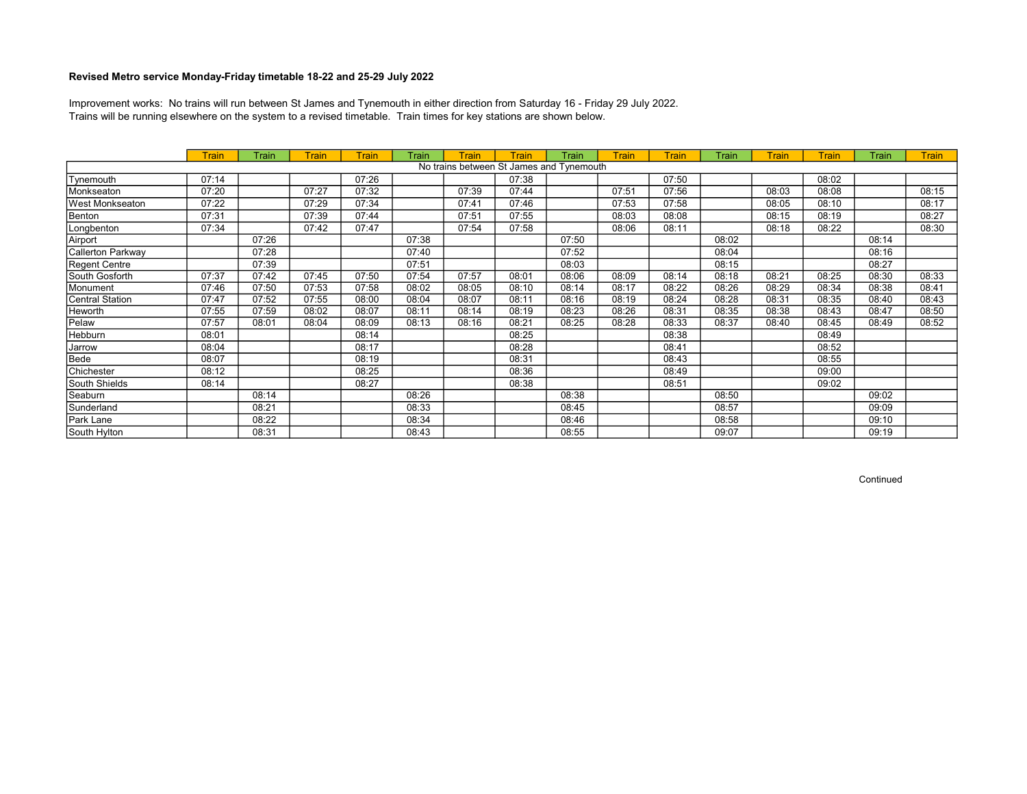**Revised Metro service Monday-Friday timetable 18-22 and 25-29 July 2022**

Improvement works: No trains will run between St James and Tynemouth in either direction from Saturday 16 - Friday 29 July 2022.
Trains will be running elsewhere on the system to a revised timetable. Train times for key stations are shown below.

| | Train | Train | Train | Train | Train | Train | Train | Train | Train | Train | Train | Train | Train | Train | Train |
|---|---|---|---|---|---|---|---|---|---|---|---|---|---|---|---|
| No trains between St James and Tynemouth | | | | | | | | | | | | | | | |
| Tynemouth | 07:14 | | | 07:26 | | | 07:38 | | | 07:50 | | | 08:02 | | |
| Monkseaton | 07:20 | | 07:27 | 07:32 | | 07:39 | 07:44 | | 07:51 | 07:56 | | 08:03 | 08:08 | | 08:15 |
| West Monkseaton | 07:22 | | 07:29 | 07:34 | | 07:41 | 07:46 | | 07:53 | 07:58 | | 08:05 | 08:10 | | 08:17 |
| Benton | 07:31 | | 07:39 | 07:44 | | 07:51 | 07:55 | | 08:03 | 08:08 | | 08:15 | 08:19 | | 08:27 |
| Longbenton | 07:34 | | 07:42 | 07:47 | | 07:54 | 07:58 | | 08:06 | 08:11 | | 08:18 | 08:22 | | 08:30 |
| Airport | | 07:26 | | | 07:38 | | | 07:50 | | | 08:02 | | | 08:14 | |
| Callerton Parkway | | 07:28 | | | 07:40 | | | 07:52 | | | 08:04 | | | 08:16 | |
| Regent Centre | | 07:39 | | | 07:51 | | | 08:03 | | | 08:15 | | | 08:27 | |
| South Gosforth | 07:37 | 07:42 | 07:45 | 07:50 | 07:54 | 07:57 | 08:01 | 08:06 | 08:09 | 08:14 | 08:18 | 08:21 | 08:25 | 08:30 | 08:33 |
| Monument | 07:46 | 07:50 | 07:53 | 07:58 | 08:02 | 08:05 | 08:10 | 08:14 | 08:17 | 08:22 | 08:26 | 08:29 | 08:34 | 08:38 | 08:41 |
| Central Station | 07:47 | 07:52 | 07:55 | 08:00 | 08:04 | 08:07 | 08:11 | 08:16 | 08:19 | 08:24 | 08:28 | 08:31 | 08:35 | 08:40 | 08:43 |
| Heworth | 07:55 | 07:59 | 08:02 | 08:07 | 08:11 | 08:14 | 08:19 | 08:23 | 08:26 | 08:31 | 08:35 | 08:38 | 08:43 | 08:47 | 08:50 |
| Pelaw | 07:57 | 08:01 | 08:04 | 08:09 | 08:13 | 08:16 | 08:21 | 08:25 | 08:28 | 08:33 | 08:37 | 08:40 | 08:45 | 08:49 | 08:52 |
| Hebburn | 08:01 | | | 08:14 | | | 08:25 | | | 08:38 | | | 08:49 | | |
| Jarrow | 08:04 | | | 08:17 | | | 08:28 | | | 08:41 | | | 08:52 | | |
| Bede | 08:07 | | | 08:19 | | | 08:31 | | | 08:43 | | | 08:55 | | |
| Chichester | 08:12 | | | 08:25 | | | 08:36 | | | 08:49 | | | 09:00 | | |
| South Shields | 08:14 | | | 08:27 | | | 08:38 | | | 08:51 | | | 09:02 | | |
| Seaburn | | 08:14 | | | 08:26 | | | 08:38 | | | 08:50 | | | 09:02 | |
| Sunderland | | 08:21 | | | 08:33 | | | 08:45 | | | 08:57 | | | 09:09 | |
| Park Lane | | 08:22 | | | 08:34 | | | 08:46 | | | 08:58 | | | 09:10 | |
| South Hylton | | 08:31 | | | 08:43 | | | 08:55 | | | 09:07 | | | 09:19 | |

Continued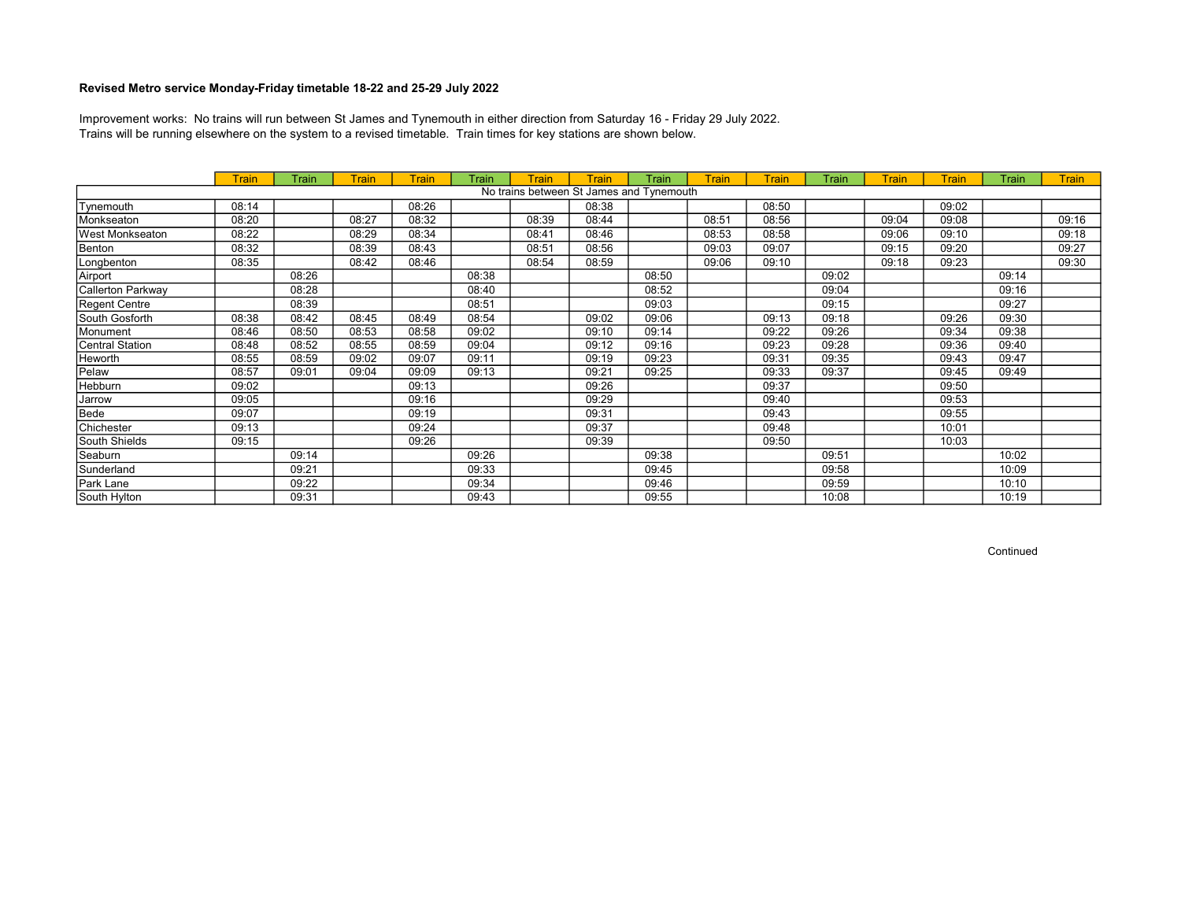**Revised Metro service Monday-Friday timetable 18-22 and 25-29 July 2022**

Improvement works: No trains will run between St James and Tynemouth in either direction from Saturday 16 - Friday 29 July 2022.
Trains will be running elsewhere on the system to a revised timetable. Train times for key stations are shown below.

| | Train | Train | Train | Train | Train | Train | Train | Train | Train | Train | Train | Train | Train | Train | Train |
|---|---|---|---|---|---|---|---|---|---|---|---|---|---|---|---|
| No trains between St James and Tynemouth | | | | | | | | | | | | | | | |
| Tynemouth | 08:14 | | | 08:26 | | | 08:38 | | | 08:50 | | | 09:02 | | |
| Monkseaton | 08:20 | | 08:27 | 08:32 | | 08:39 | 08:44 | | 08:51 | 08:56 | | 09:04 | 09:08 | | 09:16 |
| West Monkseaton | 08:22 | | 08:29 | 08:34 | | 08:41 | 08:46 | | 08:53 | 08:58 | | 09:06 | 09:10 | | 09:18 |
| Benton | 08:32 | | 08:39 | 08:43 | | 08:51 | 08:56 | | 09:03 | 09:07 | | 09:15 | 09:20 | | 09:27 |
| Longbenton | 08:35 | | 08:42 | 08:46 | | 08:54 | 08:59 | | 09:06 | 09:10 | | 09:18 | 09:23 | | 09:30 |
| Airport | | 08:26 | | | 08:38 | | | 08:50 | | | 09:02 | | | 09:14 | |
| Callerton Parkway | | 08:28 | | | 08:40 | | | 08:52 | | | 09:04 | | | 09:16 | |
| Regent Centre | | 08:39 | | | 08:51 | | | 09:03 | | | 09:15 | | | 09:27 | |
| South Gosforth | 08:38 | 08:42 | 08:45 | 08:49 | 08:54 | | 09:02 | 09:06 | | 09:13 | 09:18 | | 09:26 | 09:30 | |
| Monument | 08:46 | 08:50 | 08:53 | 08:58 | 09:02 | | 09:10 | 09:14 | | 09:22 | 09:26 | | 09:34 | 09:38 | |
| Central Station | 08:48 | 08:52 | 08:55 | 08:59 | 09:04 | | 09:12 | 09:16 | | 09:23 | 09:28 | | 09:36 | 09:40 | |
| Heworth | 08:55 | 08:59 | 09:02 | 09:07 | 09:11 | | 09:19 | 09:23 | | 09:31 | 09:35 | | 09:43 | 09:47 | |
| Pelaw | 08:57 | 09:01 | 09:04 | 09:09 | 09:13 | | 09:21 | 09:25 | | 09:33 | 09:37 | | 09:45 | 09:49 | |
| Hebburn | 09:02 | | | 09:13 | | | 09:26 | | | 09:37 | | | 09:50 | | |
| Jarrow | 09:05 | | | 09:16 | | | 09:29 | | | 09:40 | | | 09:53 | | |
| Bede | 09:07 | | | 09:19 | | | 09:31 | | | 09:43 | | | 09:55 | | |
| Chichester | 09:13 | | | 09:24 | | | 09:37 | | | 09:48 | | | 10:01 | | |
| South Shields | 09:15 | | | 09:26 | | | 09:39 | | | 09:50 | | | 10:03 | | |
| Seaburn | | 09:14 | | | 09:26 | | | 09:38 | | | 09:51 | | | 10:02 | |
| Sunderland | | 09:21 | | | 09:33 | | | 09:45 | | | 09:58 | | | 10:09 | |
| Park Lane | | 09:22 | | | 09:34 | | | 09:46 | | | 09:59 | | | 10:10 | |
| South Hylton | | 09:31 | | | 09:43 | | | 09:55 | | | 10:08 | | | 10:19 | |

Continued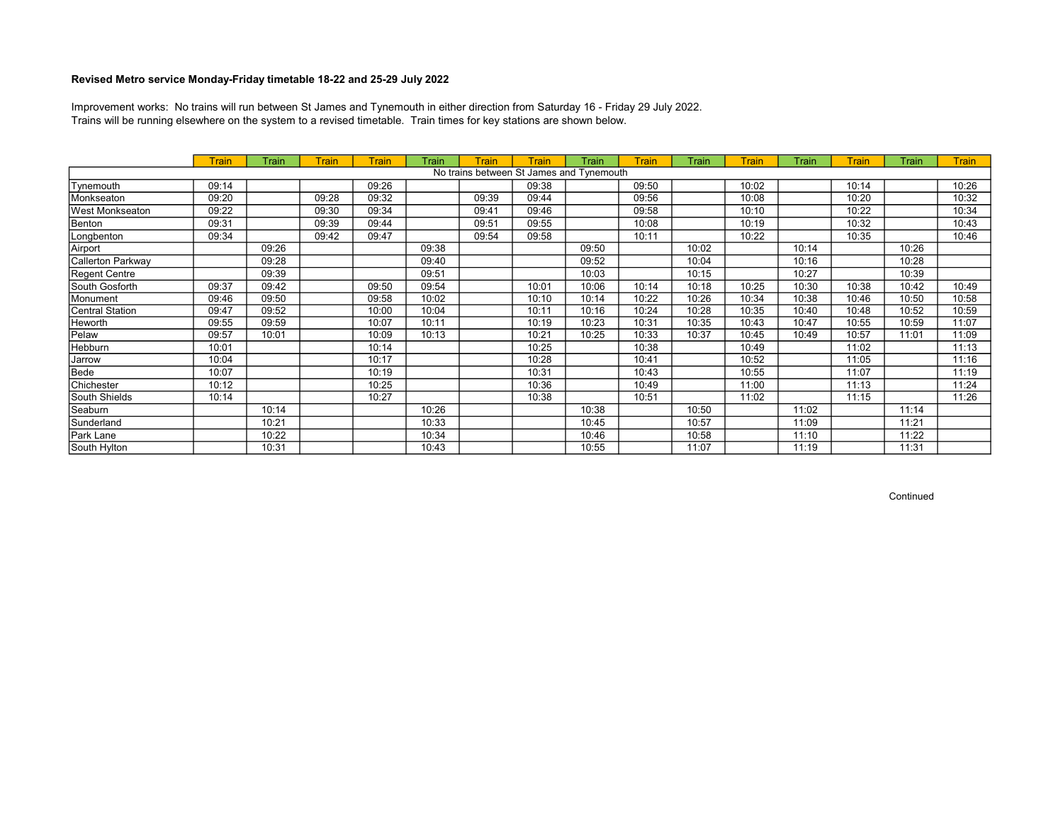**Revised Metro service Monday-Friday timetable 18-22 and 25-29 July 2022**

Improvement works: No trains will run between St James and Tynemouth in either direction from Saturday 16 - Friday 29 July 2022.
Trains will be running elsewhere on the system to a revised timetable. Train times for key stations are shown below.

| | Train | Train | Train | Train | Train | Train | Train | Train | Train | Train | Train | Train | Train | Train | Train |
|---|---|---|---|---|---|---|---|---|---|---|---|---|---|---|---|
| No trains between St James and Tynemouth | | | | | | | | | | | | | | | |
| Tynemouth | 09:14 | | | 09:26 | | | 09:38 | | 09:50 | | 10:02 | | 10:14 | | 10:26 |
| Monkseaton | 09:20 | | 09:28 | 09:32 | | 09:39 | 09:44 | | 09:56 | | 10:08 | | 10:20 | | 10:32 |
| West Monkseaton | 09:22 | | 09:30 | 09:34 | | 09:41 | 09:46 | | 09:58 | | 10:10 | | 10:22 | | 10:34 |
| Benton | 09:31 | | 09:39 | 09:44 | | 09:51 | 09:55 | | 10:08 | | 10:19 | | 10:32 | | 10:43 |
| Longbenton | 09:34 | | 09:42 | 09:47 | | 09:54 | 09:58 | | 10:11 | | 10:22 | | 10:35 | | 10:46 |
| Airport | | 09:26 | | | 09:38 | | | 09:50 | | 10:02 | | 10:14 | | 10:26 | |
| Callerton Parkway | | 09:28 | | | 09:40 | | | 09:52 | | 10:04 | | 10:16 | | 10:28 | |
| Regent Centre | | 09:39 | | | 09:51 | | | 10:03 | | 10:15 | | 10:27 | | 10:39 | |
| South Gosforth | 09:37 | 09:42 | | 09:50 | 09:54 | | 10:01 | 10:06 | 10:14 | 10:18 | 10:25 | 10:30 | 10:38 | 10:42 | 10:49 |
| Monument | 09:46 | 09:50 | | 09:58 | 10:02 | | 10:10 | 10:14 | 10:22 | 10:26 | 10:34 | 10:38 | 10:46 | 10:50 | 10:58 |
| Central Station | 09:47 | 09:52 | | 10:00 | 10:04 | | 10:11 | 10:16 | 10:24 | 10:28 | 10:35 | 10:40 | 10:48 | 10:52 | 10:59 |
| Heworth | 09:55 | 09:59 | | 10:07 | 10:11 | | 10:19 | 10:23 | 10:31 | 10:35 | 10:43 | 10:47 | 10:55 | 10:59 | 11:07 |
| Pelaw | 09:57 | 10:01 | | 10:09 | 10:13 | | 10:21 | 10:25 | 10:33 | 10:37 | 10:45 | 10:49 | 10:57 | 11:01 | 11:09 |
| Hebburn | 10:01 | | | 10:14 | | | 10:25 | | 10:38 | | 10:49 | | 11:02 | | 11:13 |
| Jarrow | 10:04 | | | 10:17 | | | 10:28 | | 10:41 | | 10:52 | | 11:05 | | 11:16 |
| Bede | 10:07 | | | 10:19 | | | 10:31 | | 10:43 | | 10:55 | | 11:07 | | 11:19 |
| Chichester | 10:12 | | | 10:25 | | | 10:36 | | 10:49 | | 11:00 | | 11:13 | | 11:24 |
| South Shields | 10:14 | | | 10:27 | | | 10:38 | | 10:51 | | 11:02 | | 11:15 | | 11:26 |
| Seaburn | | 10:14 | | | 10:26 | | | 10:38 | | 10:50 | | 11:02 | | 11:14 | |
| Sunderland | | 10:21 | | | 10:33 | | | 10:45 | | 10:57 | | 11:09 | | 11:21 | |
| Park Lane | | 10:22 | | | 10:34 | | | 10:46 | | 10:58 | | 11:10 | | 11:22 | |
| South Hylton | | 10:31 | | | 10:43 | | | 10:55 | | 11:07 | | 11:19 | | 11:31 | |

Continued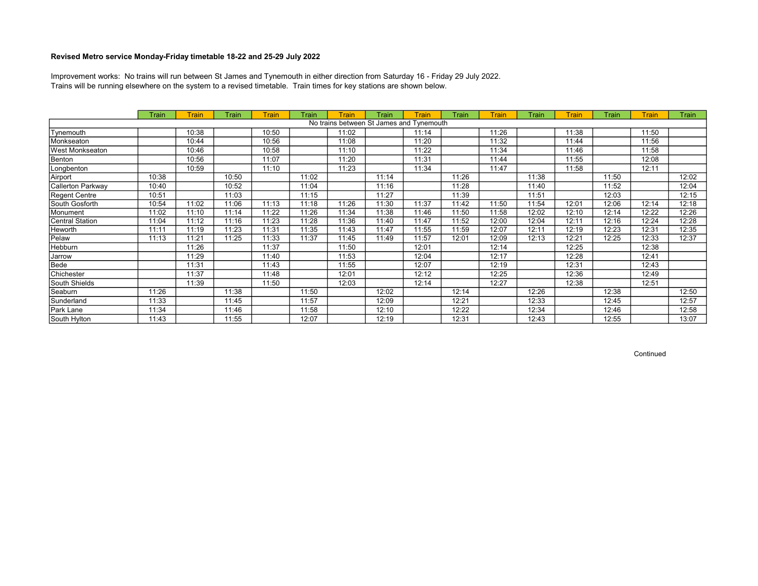**Revised Metro service Monday-Friday timetable 18-22 and 25-29 July 2022**

Improvement works: No trains will run between St James and Tynemouth in either direction from Saturday 16 - Friday 29 July 2022.
Trains will be running elsewhere on the system to a revised timetable. Train times for key stations are shown below.

| | Train | Train | Train | Train | Train | Train | Train | Train | Train | Train | Train | Train | Train | Train | Train |
|---|---|---|---|---|---|---|---|---|---|---|---|---|---|---|---|
| No trains between St James and Tynemouth | | | | | | | | | | | | | | | |
| Tynemouth | | 10:38 | | 10:50 | | 11:02 | | 11:14 | | 11:26 | | 11:38 | | 11:50 | |
| Monkseaton | | 10:44 | | 10:56 | | 11:08 | | 11:20 | | 11:32 | | 11:44 | | 11:56 | |
| West Monkseaton | | 10:46 | | 10:58 | | 11:10 | | 11:22 | | 11:34 | | 11:46 | | 11:58 | |
| Benton | | 10:56 | | 11:07 | | 11:20 | | 11:31 | | 11:44 | | 11:55 | | 12:08 | |
| Longbenton | | 10:59 | | 11:10 | | 11:23 | | 11:34 | | 11:47 | | 11:58 | | 12:11 | |
| Airport | 10:38 | | 10:50 | | 11:02 | | 11:14 | | 11:26 | | 11:38 | | 11:50 | | 12:02 |
| Callerton Parkway | 10:40 | | 10:52 | | 11:04 | | 11:16 | | 11:28 | | 11:40 | | 11:52 | | 12:04 |
| Regent Centre | 10:51 | | 11:03 | | 11:15 | | 11:27 | | 11:39 | | 11:51 | | 12:03 | | 12:15 |
| South Gosforth | 10:54 | 11:02 | 11:06 | 11:13 | 11:18 | 11:26 | 11:30 | 11:37 | 11:42 | 11:50 | 11:54 | 12:01 | 12:06 | 12:14 | 12:18 |
| Monument | 11:02 | 11:10 | 11:14 | 11:22 | 11:26 | 11:34 | 11:38 | 11:46 | 11:50 | 11:58 | 12:02 | 12:10 | 12:14 | 12:22 | 12:26 |
| Central Station | 11:04 | 11:12 | 11:16 | 11:23 | 11:28 | 11:36 | 11:40 | 11:47 | 11:52 | 12:00 | 12:04 | 12:11 | 12:16 | 12:24 | 12:28 |
| Heworth | 11:11 | 11:19 | 11:23 | 11:31 | 11:35 | 11:43 | 11:47 | 11:55 | 11:59 | 12:07 | 12:11 | 12:19 | 12:23 | 12:31 | 12:35 |
| Pelaw | 11:13 | 11:21 | 11:25 | 11:33 | 11:37 | 11:45 | 11:49 | 11:57 | 12:01 | 12:09 | 12:13 | 12:21 | 12:25 | 12:33 | 12:37 |
| Hebburn | | 11:26 | | 11:37 | | 11:50 | | 12:01 | | 12:14 | | 12:25 | | 12:38 | |
| Jarrow | | 11:29 | | 11:40 | | 11:53 | | 12:04 | | 12:17 | | 12:28 | | 12:41 | |
| Bede | | 11:31 | | 11:43 | | 11:55 | | 12:07 | | 12:19 | | 12:31 | | 12:43 | |
| Chichester | | 11:37 | | 11:48 | | 12:01 | | 12:12 | | 12:25 | | 12:36 | | 12:49 | |
| South Shields | | 11:39 | | 11:50 | | 12:03 | | 12:14 | | 12:27 | | 12:38 | | 12:51 | |
| Seaburn | 11:26 | | 11:38 | | 11:50 | | 12:02 | | 12:14 | | 12:26 | | 12:38 | | 12:50 |
| Sunderland | 11:33 | | 11:45 | | 11:57 | | 12:09 | | 12:21 | | 12:33 | | 12:45 | | 12:57 |
| Park Lane | 11:34 | | 11:46 | | 11:58 | | 12:10 | | 12:22 | | 12:34 | | 12:46 | | 12:58 |
| South Hylton | 11:43 | | 11:55 | | 12:07 | | 12:19 | | 12:31 | | 12:43 | | 12:55 | | 13:07 |

Continued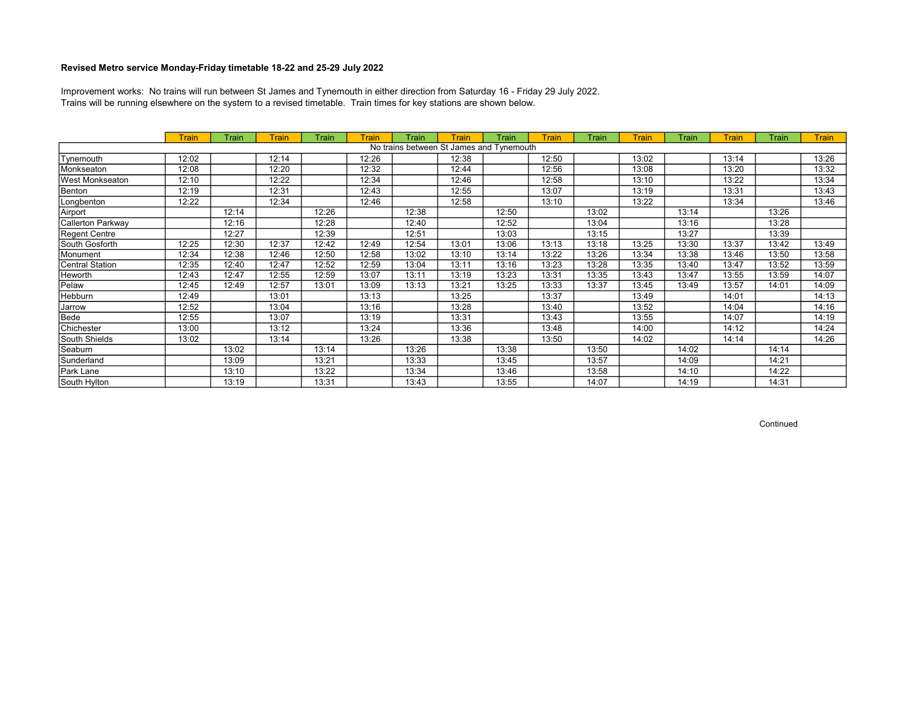**Revised Metro service Monday-Friday timetable 18-22 and 25-29 July 2022**

Improvement works: No trains will run between St James and Tynemouth in either direction from Saturday 16 - Friday 29 July 2022.
Trains will be running elsewhere on the system to a revised timetable. Train times for key stations are shown below.

| | Train | Train | Train | Train | Train | Train | Train | Train | Train | Train | Train | Train | Train | Train | Train |
|---|---|---|---|---|---|---|---|---|---|---|---|---|---|---|---|
| No trains between St James and Tynemouth | | | | | | | | | | | | | | | |
| Tynemouth | 12:02 | | 12:14 | | 12:26 | | 12:38 | | 12:50 | | 13:02 | | 13:14 | | 13:26 |
| Monkseaton | 12:08 | | 12:20 | | 12:32 | | 12:44 | | 12:56 | | 13:08 | | 13:20 | | 13:32 |
| West Monkseaton | 12:10 | | 12:22 | | 12:34 | | 12:46 | | 12:58 | | 13:10 | | 13:22 | | 13:34 |
| Benton | 12:19 | | 12:31 | | 12:43 | | 12:55 | | 13:07 | | 13:19 | | 13:31 | | 13:43 |
| Longbenton | 12:22 | | 12:34 | | 12:46 | | 12:58 | | 13:10 | | 13:22 | | 13:34 | | 13:46 |
| Airport | | 12:14 | | 12:26 | | 12:38 | | 12:50 | | 13:02 | | 13:14 | | 13:26 | |
| Callerton Parkway | | 12:16 | | 12:28 | | 12:40 | | 12:52 | | 13:04 | | 13:16 | | 13:28 | |
| Regent Centre | | 12:27 | | 12:39 | | 12:51 | | 13:03 | | 13:15 | | 13:27 | | 13:39 | |
| South Gosforth | 12:25 | 12:30 | 12:37 | 12:42 | 12:49 | 12:54 | 13:01 | 13:06 | 13:13 | 13:18 | 13:25 | 13:30 | 13:37 | 13:42 | 13:49 |
| Monument | 12:34 | 12:38 | 12:46 | 12:50 | 12:58 | 13:02 | 13:10 | 13:14 | 13:22 | 13:26 | 13:34 | 13:38 | 13:46 | 13:50 | 13:58 |
| Central Station | 12:35 | 12:40 | 12:47 | 12:52 | 12:59 | 13:04 | 13:11 | 13:16 | 13:23 | 13:28 | 13:35 | 13:40 | 13:47 | 13:52 | 13:59 |
| Heworth | 12:43 | 12:47 | 12:55 | 12:59 | 13:07 | 13:11 | 13:19 | 13:23 | 13:31 | 13:35 | 13:43 | 13:47 | 13:55 | 13:59 | 14:07 |
| Pelaw | 12:45 | 12:49 | 12:57 | 13:01 | 13:09 | 13:13 | 13:21 | 13:25 | 13:33 | 13:37 | 13:45 | 13:49 | 13:57 | 14:01 | 14:09 |
| Hebburn | 12:49 | | 13:01 | | 13:13 | | 13:25 | | 13:37 | | 13:49 | | 14:01 | | 14:13 |
| Jarrow | 12:52 | | 13:04 | | 13:16 | | 13:28 | | 13:40 | | 13:52 | | 14:04 | | 14:16 |
| Bede | 12:55 | | 13:07 | | 13:19 | | 13:31 | | 13:43 | | 13:55 | | 14:07 | | 14:19 |
| Chichester | 13:00 | | 13:12 | | 13:24 | | 13:36 | | 13:48 | | 14:00 | | 14:12 | | 14:24 |
| South Shields | 13:02 | | 13:14 | | 13:26 | | 13:38 | | 13:50 | | 14:02 | | 14:14 | | 14:26 |
| Seaburn | | 13:02 | | 13:14 | | 13:26 | | 13:38 | | 13:50 | | 14:02 | | 14:14 | |
| Sunderland | | 13:09 | | 13:21 | | 13:33 | | 13:45 | | 13:57 | | 14:09 | | 14:21 | |
| Park Lane | | 13:10 | | 13:22 | | 13:34 | | 13:46 | | 13:58 | | 14:10 | | 14:22 | |
| South Hylton | | 13:19 | | 13:31 | | 13:43 | | 13:55 | | 14:07 | | 14:19 | | 14:31 | |

Continued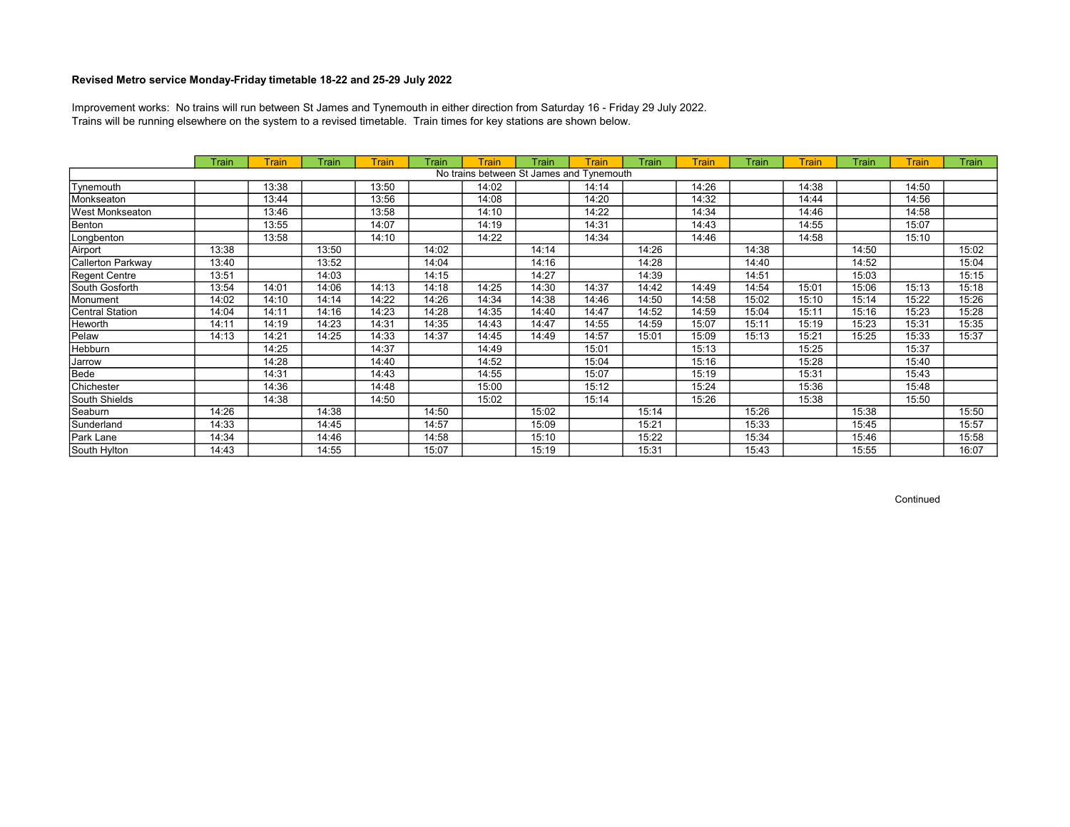**Revised Metro service Monday-Friday timetable 18-22 and 25-29 July 2022**

Improvement works: No trains will run between St James and Tynemouth in either direction from Saturday 16 - Friday 29 July 2022.
Trains will be running elsewhere on the system to a revised timetable. Train times for key stations are shown below.

| | Train | Train | Train | Train | Train | Train | Train | Train | Train | Train | Train | Train | Train | Train | Train |
|---|---|---|---|---|---|---|---|---|---|---|---|---|---|---|---|
| No trains between St James and Tynemouth | | | | | | | | | | | | | | | |
| Tynemouth | | 13:38 | | 13:50 | | 14:02 | | 14:14 | | 14:26 | | 14:38 | | 14:50 | |
| Monkseaton | | 13:44 | | 13:56 | | 14:08 | | 14:20 | | 14:32 | | 14:44 | | 14:56 | |
| West Monkseaton | | 13:46 | | 13:58 | | 14:10 | | 14:22 | | 14:34 | | 14:46 | | 14:58 | |
| Benton | | 13:55 | | 14:07 | | 14:19 | | 14:31 | | 14:43 | | 14:55 | | 15:07 | |
| Longbenton | | 13:58 | | 14:10 | | 14:22 | | 14:34 | | 14:46 | | 14:58 | | 15:10 | |
| Airport | 13:38 | | 13:50 | | 14:02 | | 14:14 | | 14:26 | | 14:38 | | 14:50 | | 15:02 |
| Callerton Parkway | 13:40 | | 13:52 | | 14:04 | | 14:16 | | 14:28 | | 14:40 | | 14:52 | | 15:04 |
| Regent Centre | 13:51 | | 14:03 | | 14:15 | | 14:27 | | 14:39 | | 14:51 | | 15:03 | | 15:15 |
| South Gosforth | 13:54 | 14:01 | 14:06 | 14:13 | 14:18 | 14:25 | 14:30 | 14:37 | 14:42 | 14:49 | 14:54 | 15:01 | 15:06 | 15:13 | 15:18 |
| Monument | 14:02 | 14:10 | 14:14 | 14:22 | 14:26 | 14:34 | 14:38 | 14:46 | 14:50 | 14:58 | 15:02 | 15:10 | 15:14 | 15:22 | 15:26 |
| Central Station | 14:04 | 14:11 | 14:16 | 14:23 | 14:28 | 14:35 | 14:40 | 14:47 | 14:52 | 14:59 | 15:04 | 15:11 | 15:16 | 15:23 | 15:28 |
| Heworth | 14:11 | 14:19 | 14:23 | 14:31 | 14:35 | 14:43 | 14:47 | 14:55 | 14:59 | 15:07 | 15:11 | 15:19 | 15:23 | 15:31 | 15:35 |
| Pelaw | 14:13 | 14:21 | 14:25 | 14:33 | 14:37 | 14:45 | 14:49 | 14:57 | 15:01 | 15:09 | 15:13 | 15:21 | 15:25 | 15:33 | 15:37 |
| Hebburn | | 14:25 | | 14:37 | | 14:49 | | 15:01 | | 15:13 | | 15:25 | | 15:37 | |
| Jarrow | | 14:28 | | 14:40 | | 14:52 | | 15:04 | | 15:16 | | 15:28 | | 15:40 | |
| Bede | | 14:31 | | 14:43 | | 14:55 | | 15:07 | | 15:19 | | 15:31 | | 15:43 | |
| Chichester | | 14:36 | | 14:48 | | 15:00 | | 15:12 | | 15:24 | | 15:36 | | 15:48 | |
| South Shields | | 14:38 | | 14:50 | | 15:02 | | 15:14 | | 15:26 | | 15:38 | | 15:50 | |
| Seaburn | 14:26 | | 14:38 | | 14:50 | | 15:02 | | 15:14 | | 15:26 | | 15:38 | | 15:50 |
| Sunderland | 14:33 | | 14:45 | | 14:57 | | 15:09 | | 15:21 | | 15:33 | | 15:45 | | 15:57 |
| Park Lane | 14:34 | | 14:46 | | 14:58 | | 15:10 | | 15:22 | | 15:34 | | 15:46 | | 15:58 |
| South Hylton | 14:43 | | 14:55 | | 15:07 | | 15:19 | | 15:31 | | 15:43 | | 15:55 | | 16:07 |

Continued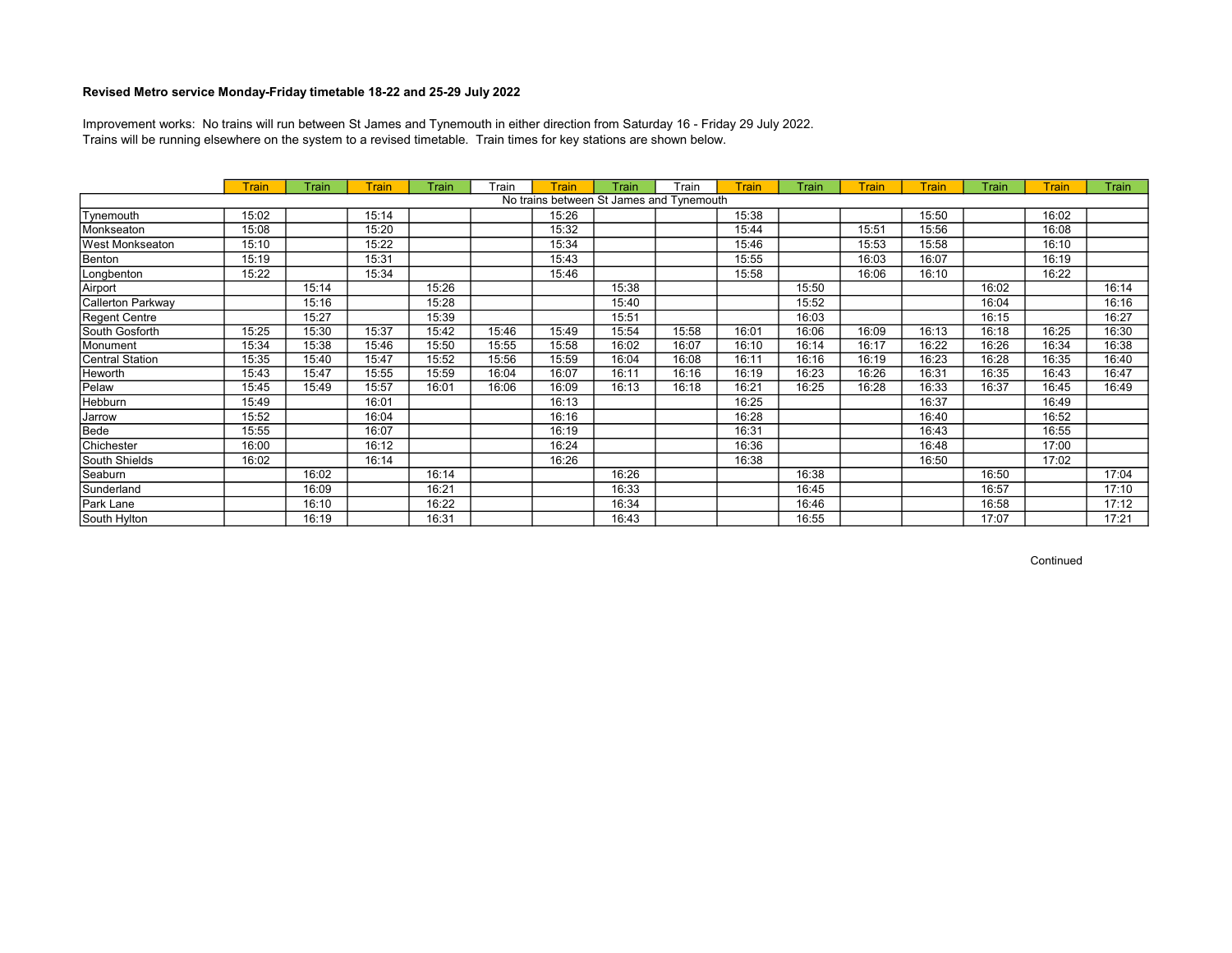**Revised Metro service Monday-Friday timetable 18-22 and 25-29 July 2022**

Improvement works: No trains will run between St James and Tynemouth in either direction from Saturday 16 - Friday 29 July 2022.
Trains will be running elsewhere on the system to a revised timetable. Train times for key stations are shown below.

| | Train | Train | Train | Train | Train | Train | Train | Train | Train | Train | Train | Train | Train | Train | Train |
|---|---|---|---|---|---|---|---|---|---|---|---|---|---|---|---|
| No trains between St James and Tynemouth | | | | | | | | | | | | | | | |
| Tynemouth | 15:02 | | 15:14 | | | 15:26 | | | 15:38 | | | 15:50 | | 16:02 | |
| Monkseaton | 15:08 | | 15:20 | | | 15:32 | | | 15:44 | | 15:51 | 15:56 | | 16:08 | |
| West Monkseaton | 15:10 | | 15:22 | | | 15:34 | | | 15:46 | | 15:53 | 15:58 | | 16:10 | |
| Benton | 15:19 | | 15:31 | | | 15:43 | | | 15:55 | | 16:03 | 16:07 | | 16:19 | |
| Longbenton | 15:22 | | 15:34 | | | 15:46 | | | 15:58 | | 16:06 | 16:10 | | 16:22 | |
| Airport | | 15:14 | | 15:26 | | | 15:38 | | | 15:50 | | | 16:02 | | 16:14 |
| Callerton Parkway | | 15:16 | | 15:28 | | | 15:40 | | | 15:52 | | | 16:04 | | 16:16 |
| Regent Centre | | 15:27 | | 15:39 | | | 15:51 | | | 16:03 | | | 16:15 | | 16:27 |
| South Gosforth | 15:25 | 15:30 | 15:37 | 15:42 | 15:46 | 15:49 | 15:54 | 15:58 | 16:01 | 16:06 | 16:09 | 16:13 | 16:18 | 16:25 | 16:30 |
| Monument | 15:34 | 15:38 | 15:46 | 15:50 | 15:55 | 15:58 | 16:02 | 16:07 | 16:10 | 16:14 | 16:17 | 16:22 | 16:26 | 16:34 | 16:38 |
| Central Station | 15:35 | 15:40 | 15:47 | 15:52 | 15:56 | 15:59 | 16:04 | 16:08 | 16:11 | 16:16 | 16:19 | 16:23 | 16:28 | 16:35 | 16:40 |
| Heworth | 15:43 | 15:47 | 15:55 | 15:59 | 16:04 | 16:07 | 16:11 | 16:16 | 16:19 | 16:23 | 16:26 | 16:31 | 16:35 | 16:43 | 16:47 |
| Pelaw | 15:45 | 15:49 | 15:57 | 16:01 | 16:06 | 16:09 | 16:13 | 16:18 | 16:21 | 16:25 | 16:28 | 16:33 | 16:37 | 16:45 | 16:49 |
| Hebburn | 15:49 | | 16:01 | | | 16:13 | | | 16:25 | | | 16:37 | | 16:49 | |
| Jarrow | 15:52 | | 16:04 | | | 16:16 | | | 16:28 | | | 16:40 | | 16:52 | |
| Bede | 15:55 | | 16:07 | | | 16:19 | | | 16:31 | | | 16:43 | | 16:55 | |
| Chichester | 16:00 | | 16:12 | | | 16:24 | | | 16:36 | | | 16:48 | | 17:00 | |
| South Shields | 16:02 | | 16:14 | | | 16:26 | | | 16:38 | | | 16:50 | | 17:02 | |
| Seaburn | | 16:02 | | 16:14 | | | 16:26 | | | 16:38 | | | 16:50 | | 17:04 |
| Sunderland | | 16:09 | | 16:21 | | | 16:33 | | | 16:45 | | | 16:57 | | 17:10 |
| Park Lane | | 16:10 | | 16:22 | | | 16:34 | | | 16:46 | | | 16:58 | | 17:12 |
| South Hylton | | 16:19 | | 16:31 | | | 16:43 | | | 16:55 | | | 17:07 | | 17:21 |

Continued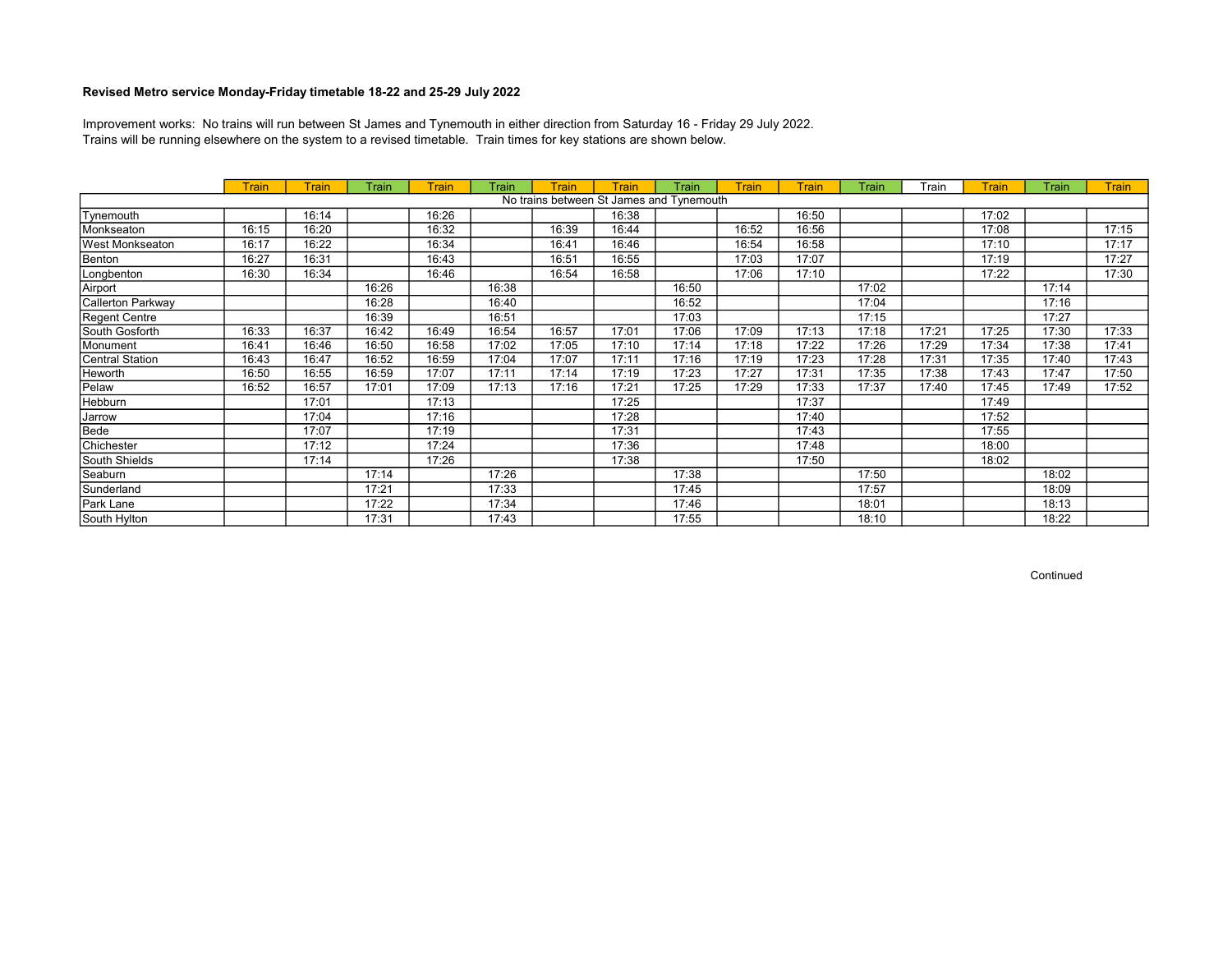**Revised Metro service Monday-Friday timetable 18-22 and 25-29 July 2022**

Improvement works: No trains will run between St James and Tynemouth in either direction from Saturday 16 - Friday 29 July 2022.
Trains will be running elsewhere on the system to a revised timetable. Train times for key stations are shown below.

| | Train | Train | Train | Train | Train | Train | Train | Train | Train | Train | Train | Train | Train | Train | Train |
|---|---|---|---|---|---|---|---|---|---|---|---|---|---|---|---|
| No trains between St James and Tynemouth | | | | | | | | | | | | | | | |
| Tynemouth | | 16:14 | | 16:26 | | | 16:38 | | | 16:50 | | | 17:02 | | |
| Monkseaton | 16:15 | 16:20 | | 16:32 | | 16:39 | 16:44 | | 16:52 | 16:56 | | | 17:08 | | 17:15 |
| West Monkseaton | 16:17 | 16:22 | | 16:34 | | 16:41 | 16:46 | | 16:54 | 16:58 | | | 17:10 | | 17:17 |
| Benton | 16:27 | 16:31 | | 16:43 | | 16:51 | 16:55 | | 17:03 | 17:07 | | | 17:19 | | 17:27 |
| Longbenton | 16:30 | 16:34 | | 16:46 | | 16:54 | 16:58 | | 17:06 | 17:10 | | | 17:22 | | 17:30 |
| Airport | | | 16:26 | | 16:38 | | | 16:50 | | | 17:02 | | | 17:14 | |
| Callerton Parkway | | | 16:28 | | 16:40 | | | 16:52 | | | 17:04 | | | 17:16 | |
| Regent Centre | | | 16:39 | | 16:51 | | | 17:03 | | | 17:15 | | | 17:27 | |
| South Gosforth | 16:33 | 16:37 | 16:42 | 16:49 | 16:54 | 16:57 | 17:01 | 17:06 | 17:09 | 17:13 | 17:18 | 17:21 | 17:25 | 17:30 | 17:33 |
| Monument | 16:41 | 16:46 | 16:50 | 16:58 | 17:02 | 17:05 | 17:10 | 17:14 | 17:18 | 17:22 | 17:26 | 17:29 | 17:34 | 17:38 | 17:41 |
| Central Station | 16:43 | 16:47 | 16:52 | 16:59 | 17:04 | 17:07 | 17:11 | 17:16 | 17:19 | 17:23 | 17:28 | 17:31 | 17:35 | 17:40 | 17:43 |
| Heworth | 16:50 | 16:55 | 16:59 | 17:07 | 17:11 | 17:14 | 17:19 | 17:23 | 17:27 | 17:31 | 17:35 | 17:38 | 17:43 | 17:47 | 17:50 |
| Pelaw | 16:52 | 16:57 | 17:01 | 17:09 | 17:13 | 17:16 | 17:21 | 17:25 | 17:29 | 17:33 | 17:37 | 17:40 | 17:45 | 17:49 | 17:52 |
| Hebburn | | 17:01 | | 17:13 | | | 17:25 | | | 17:37 | | | 17:49 | | |
| Jarrow | | 17:04 | | 17:16 | | | 17:28 | | | 17:40 | | | 17:52 | | |
| Bede | | 17:07 | | 17:19 | | | 17:31 | | | 17:43 | | | 17:55 | | |
| Chichester | | 17:12 | | 17:24 | | | 17:36 | | | 17:48 | | | 18:00 | | |
| South Shields | | 17:14 | | 17:26 | | | 17:38 | | | 17:50 | | | 18:02 | | |
| Seaburn | | | 17:14 | | 17:26 | | | 17:38 | | | 17:50 | | | 18:02 | |
| Sunderland | | | 17:21 | | 17:33 | | | 17:45 | | | 17:57 | | | 18:09 | |
| Park Lane | | | 17:22 | | 17:34 | | | 17:46 | | | 18:01 | | | 18:13 | |
| South Hylton | | | 17:31 | | 17:43 | | | 17:55 | | | 18:10 | | | 18:22 | |

Continued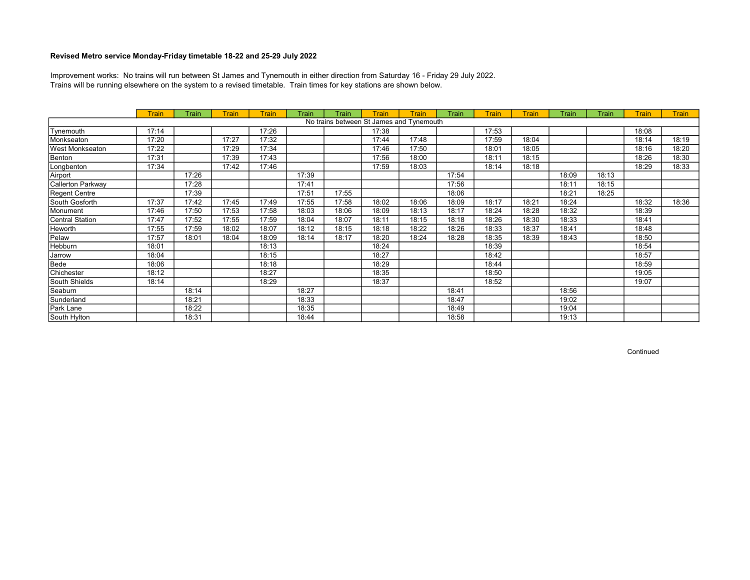**Revised Metro service Monday-Friday timetable 18-22 and 25-29 July 2022**

Improvement works: No trains will run between St James and Tynemouth in either direction from Saturday 16 - Friday 29 July 2022.
Trains will be running elsewhere on the system to a revised timetable. Train times for key stations are shown below.

| | Train | Train | Train | Train | Train | Train | Train | Train | Train | Train | Train | Train | Train | Train | Train |
|---|---|---|---|---|---|---|---|---|---|---|---|---|---|---|---|
| No trains between St James and Tynemouth | | | | | | | | | | | | | | | |
| Tynemouth | 17:14 | | | 17:26 | | | 17:38 | | | 17:53 | | | | 18:08 | |
| Monkseaton | 17:20 | | 17:27 | 17:32 | | | 17:44 | 17:48 | | 17:59 | 18:04 | | | 18:14 | 18:19 |
| West Monkseaton | 17:22 | | 17:29 | 17:34 | | | 17:46 | 17:50 | | 18:01 | 18:05 | | | 18:16 | 18:20 |
| Benton | 17:31 | | 17:39 | 17:43 | | | 17:56 | 18:00 | | 18:11 | 18:15 | | | 18:26 | 18:30 |
| Longbenton | 17:34 | | 17:42 | 17:46 | | | 17:59 | 18:03 | | 18:14 | 18:18 | | | 18:29 | 18:33 |
| Airport | | 17:26 | | | 17:39 | | | | 17:54 | | | 18:09 | 18:13 | | |
| Callerton Parkway | | 17:28 | | | 17:41 | | | | 17:56 | | | 18:11 | 18:15 | | |
| Regent Centre | | 17:39 | | | 17:51 | 17:55 | | | 18:06 | | | 18:21 | 18:25 | | |
| South Gosforth | 17:37 | 17:42 | 17:45 | 17:49 | 17:55 | 17:58 | 18:02 | 18:06 | 18:09 | 18:17 | 18:21 | 18:24 | | 18:32 | 18:36 |
| Monument | 17:46 | 17:50 | 17:53 | 17:58 | 18:03 | 18:06 | 18:09 | 18:13 | 18:17 | 18:24 | 18:28 | 18:32 | | 18:39 | |
| Central Station | 17:47 | 17:52 | 17:55 | 17:59 | 18:04 | 18:07 | 18:11 | 18:15 | 18:18 | 18:26 | 18:30 | 18:33 | | 18:41 | |
| Heworth | 17:55 | 17:59 | 18:02 | 18:07 | 18:12 | 18:15 | 18:18 | 18:22 | 18:26 | 18:33 | 18:37 | 18:41 | | 18:48 | |
| Pelaw | 17:57 | 18:01 | 18:04 | 18:09 | 18:14 | 18:17 | 18:20 | 18:24 | 18:28 | 18:35 | 18:39 | 18:43 | | 18:50 | |
| Hebburn | 18:01 | | | 18:13 | | | 18:24 | | | 18:39 | | | | 18:54 | |
| Jarrow | 18:04 | | | 18:15 | | | 18:27 | | | 18:42 | | | | 18:57 | |
| Bede | 18:06 | | | 18:18 | | | 18:29 | | | 18:44 | | | | 18:59 | |
| Chichester | 18:12 | | | 18:27 | | | 18:35 | | | 18:50 | | | | 19:05 | |
| South Shields | 18:14 | | | 18:29 | | | 18:37 | | | 18:52 | | | | 19:07 | |
| Seaburn | | 18:14 | | | 18:27 | | | | 18:41 | | | 18:56 | | | |
| Sunderland | | 18:21 | | | 18:33 | | | | 18:47 | | | 19:02 | | | |
| Park Lane | | 18:22 | | | 18:35 | | | | 18:49 | | | 19:04 | | | |
| South Hylton | | 18:31 | | | 18:44 | | | | 18:58 | | | 19:13 | | | |

Continued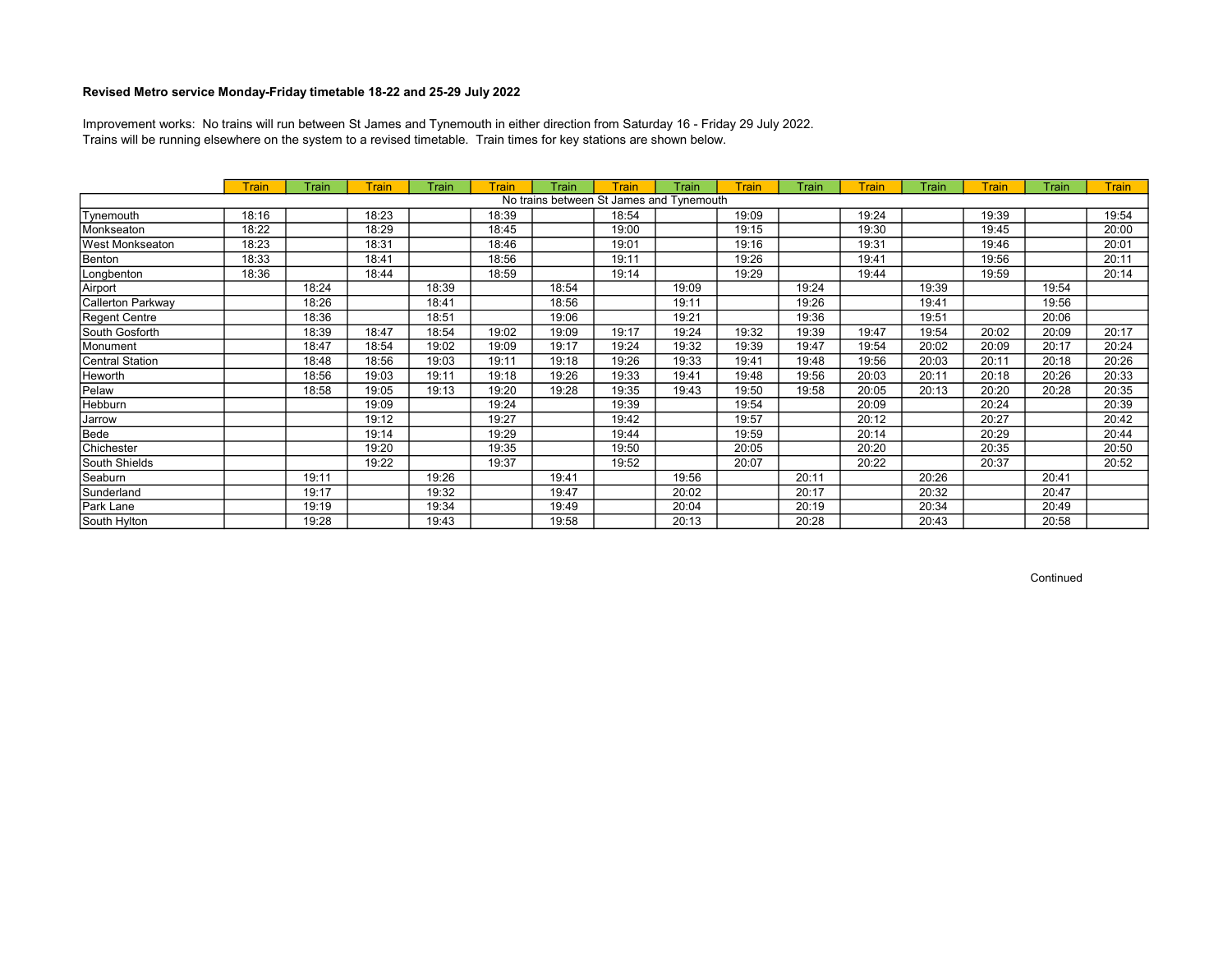# Revised Metro service Monday-Friday timetable 18-22 and 25-29 July 2022

Improvement works: No trains will run between St James and Tynemouth in either direction from Saturday 16 - Friday 29 July 2022.
Trains will be running elsewhere on the system to a revised timetable. Train times for key stations are shown below.

| | Train | Train | Train | Train | Train | Train | Train | Train | Train | Train | Train | Train | Train | Train | Train |
|---|---|---|---|---|---|---|---|---|---|---|---|---|---|---|---|
| No trains between St James and Tynemouth | | | | | | | | | | | | | | | |
| Tynemouth | 18:16 | | 18:23 | | 18:39 | | 18:54 | | 19:09 | | 19:24 | | 19:39 | | 19:54 |
| Monkseaton | 18:22 | | 18:29 | | 18:45 | | 19:00 | | 19:15 | | 19:30 | | 19:45 | | 20:00 |
| West Monkseaton | 18:23 | | 18:31 | | 18:46 | | 19:01 | | 19:16 | | 19:31 | | 19:46 | | 20:01 |
| Benton | 18:33 | | 18:41 | | 18:56 | | 19:11 | | 19:26 | | 19:41 | | 19:56 | | 20:11 |
| Longbenton | 18:36 | | 18:44 | | 18:59 | | 19:14 | | 19:29 | | 19:44 | | 19:59 | | 20:14 |
| Airport | | 18:24 | | 18:39 | | 18:54 | | 19:09 | | 19:24 | | 19:39 | | 19:54 | |
| Callerton Parkway | | 18:26 | | 18:41 | | 18:56 | | 19:11 | | 19:26 | | 19:41 | | 19:56 | |
| Regent Centre | | 18:36 | | 18:51 | | 19:06 | | 19:21 | | 19:36 | | 19:51 | | 20:06 | |
| South Gosforth | | 18:39 | 18:47 | 18:54 | 19:02 | 19:09 | 19:17 | 19:24 | 19:32 | 19:39 | 19:47 | 19:54 | 20:02 | 20:09 | 20:17 |
| Monument | | 18:47 | 18:54 | 19:02 | 19:09 | 19:17 | 19:24 | 19:32 | 19:39 | 19:47 | 19:54 | 20:02 | 20:09 | 20:17 | 20:24 |
| Central Station | | 18:48 | 18:56 | 19:03 | 19:11 | 19:18 | 19:26 | 19:33 | 19:41 | 19:48 | 19:56 | 20:03 | 20:11 | 20:18 | 20:26 |
| Heworth | | 18:56 | 19:03 | 19:11 | 19:18 | 19:26 | 19:33 | 19:41 | 19:48 | 19:56 | 20:03 | 20:11 | 20:18 | 20:26 | 20:33 |
| Pelaw | | 18:58 | 19:05 | 19:13 | 19:20 | 19:28 | 19:35 | 19:43 | 19:50 | 19:58 | 20:05 | 20:13 | 20:20 | 20:28 | 20:35 |
| Hebburn | | | 19:09 | | 19:24 | | 19:39 | | 19:54 | | 20:09 | | 20:24 | | 20:39 |
| Jarrow | | | 19:12 | | 19:27 | | 19:42 | | 19:57 | | 20:12 | | 20:27 | | 20:42 |
| Bede | | | 19:14 | | 19:29 | | 19:44 | | 19:59 | | 20:14 | | 20:29 | | 20:44 |
| Chichester | | | 19:20 | | 19:35 | | 19:50 | | 20:05 | | 20:20 | | 20:35 | | 20:50 |
| South Shields | | | 19:22 | | 19:37 | | 19:52 | | 20:07 | | 20:22 | | 20:37 | | 20:52 |
| Seaburn | | 19:11 | | 19:26 | | 19:41 | | 19:56 | | 20:11 | | 20:26 | | 20:41 | |
| Sunderland | | 19:17 | | 19:32 | | 19:47 | | 20:02 | | 20:17 | | 20:32 | | 20:47 | |
| Park Lane | | 19:19 | | 19:34 | | 19:49 | | 20:04 | | 20:19 | | 20:34 | | 20:49 | |
| South Hylton | | 19:28 | | 19:43 | | 19:58 | | 20:13 | | 20:28 | | 20:43 | | 20:58 | |

Continued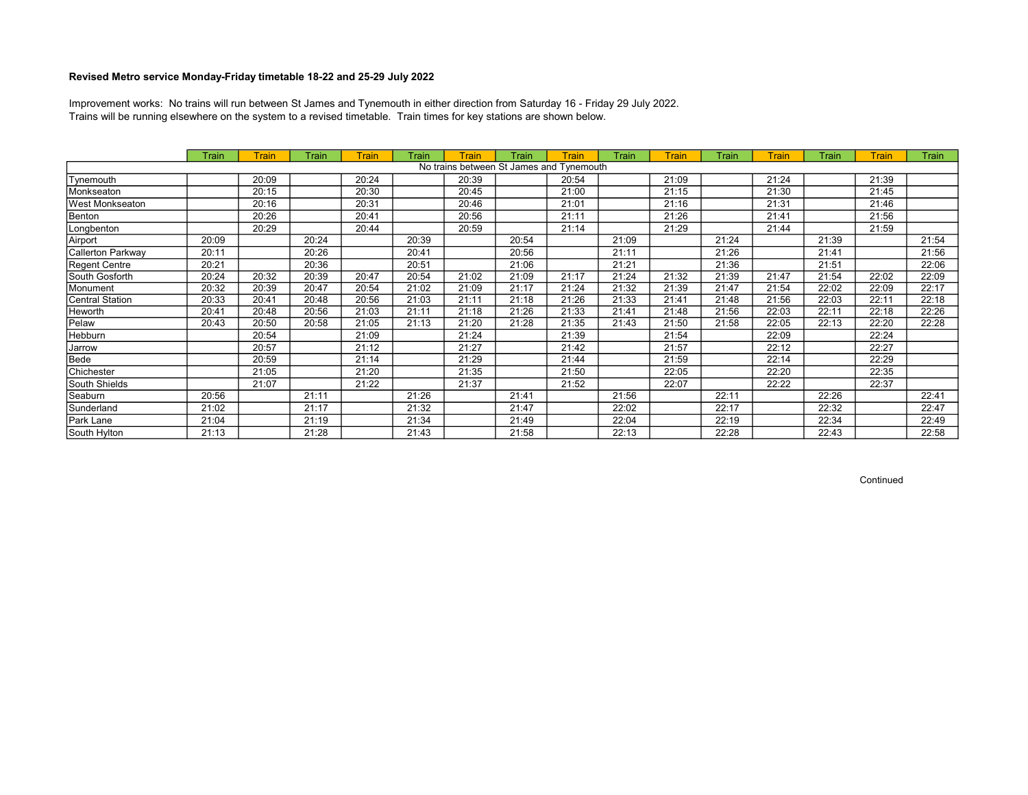**Revised Metro service Monday-Friday timetable 18-22 and 25-29 July 2022**

Improvement works: No trains will run between St James and Tynemouth in either direction from Saturday 16 - Friday 29 July 2022.
Trains will be running elsewhere on the system to a revised timetable. Train times for key stations are shown below.

| | Train | Train | Train | Train | Train | Train | Train | Train | Train | Train | Train | Train | Train | Train | Train |
|---|---|---|---|---|---|---|---|---|---|---|---|---|---|---|---|
| No trains between St James and Tynemouth | | | | | | | | | | | | | | | |
| Tynemouth | | 20:09 | | 20:24 | | 20:39 | | 20:54 | | 21:09 | | 21:24 | | 21:39 | |
| Monkseaton | | 20:15 | | 20:30 | | 20:45 | | 21:00 | | 21:15 | | 21:30 | | 21:45 | |
| West Monkseaton | | 20:16 | | 20:31 | | 20:46 | | 21:01 | | 21:16 | | 21:31 | | 21:46 | |
| Benton | | 20:26 | | 20:41 | | 20:56 | | 21:11 | | 21:26 | | 21:41 | | 21:56 | |
| Longbenton | | 20:29 | | 20:44 | | 20:59 | | 21:14 | | 21:29 | | 21:44 | | 21:59 | |
| Airport | 20:09 | | 20:24 | | 20:39 | | 20:54 | | 21:09 | | 21:24 | | 21:39 | | 21:54 |
| Callerton Parkway | 20:11 | | 20:26 | | 20:41 | | 20:56 | | 21:11 | | 21:26 | | 21:41 | | 21:56 |
| Regent Centre | 20:21 | | 20:36 | | 20:51 | | 21:06 | | 21:21 | | 21:36 | | 21:51 | | 22:06 |
| South Gosforth | 20:24 | 20:32 | 20:39 | 20:47 | 20:54 | 21:02 | 21:09 | 21:17 | 21:24 | 21:32 | 21:39 | 21:47 | 21:54 | 22:02 | 22:09 |
| Monument | 20:32 | 20:39 | 20:47 | 20:54 | 21:02 | 21:09 | 21:17 | 21:24 | 21:32 | 21:39 | 21:47 | 21:54 | 22:02 | 22:09 | 22:17 |
| Central Station | 20:33 | 20:41 | 20:48 | 20:56 | 21:03 | 21:11 | 21:18 | 21:26 | 21:33 | 21:41 | 21:48 | 21:56 | 22:03 | 22:11 | 22:18 |
| Heworth | 20:41 | 20:48 | 20:56 | 21:03 | 21:11 | 21:18 | 21:26 | 21:33 | 21:41 | 21:48 | 21:56 | 22:03 | 22:11 | 22:18 | 22:26 |
| Pelaw | 20:43 | 20:50 | 20:58 | 21:05 | 21:13 | 21:20 | 21:28 | 21:35 | 21:43 | 21:50 | 21:58 | 22:05 | 22:13 | 22:20 | 22:28 |
| Hebburn | | 20:54 | | 21:09 | | 21:24 | | 21:39 | | 21:54 | | 22:09 | | 22:24 | |
| Jarrow | | 20:57 | | 21:12 | | 21:27 | | 21:42 | | 21:57 | | 22:12 | | 22:27 | |
| Bede | | 20:59 | | 21:14 | | 21:29 | | 21:44 | | 21:59 | | 22:14 | | 22:29 | |
| Chichester | | 21:05 | | 21:20 | | 21:35 | | 21:50 | | 22:05 | | 22:20 | | 22:35 | |
| South Shields | | 21:07 | | 21:22 | | 21:37 | | 21:52 | | 22:07 | | 22:22 | | 22:37 | |
| Seaburn | 20:56 | | 21:11 | | 21:26 | | 21:41 | | 21:56 | | 22:11 | | 22:26 | | 22:41 |
| Sunderland | 21:02 | | 21:17 | | 21:32 | | 21:47 | | 22:02 | | 22:17 | | 22:32 | | 22:47 |
| Park Lane | 21:04 | | 21:19 | | 21:34 | | 21:49 | | 22:04 | | 22:19 | | 22:34 | | 22:49 |
| South Hylton | 21:13 | | 21:28 | | 21:43 | | 21:58 | | 22:13 | | 22:28 | | 22:43 | | 22:58 |

Continued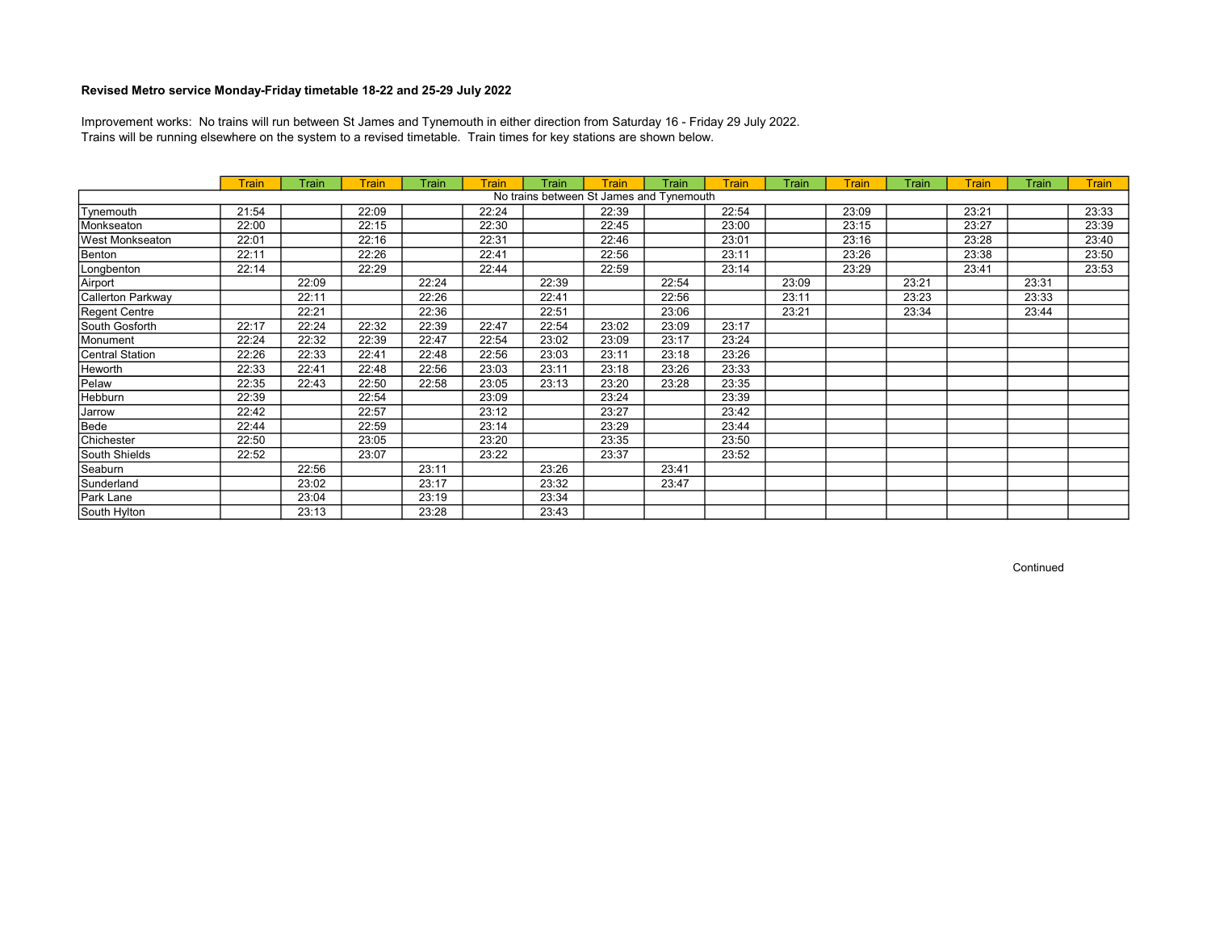**Revised Metro service Monday-Friday timetable 18-22 and 25-29 July 2022**

Improvement works: No trains will run between St James and Tynemouth in either direction from Saturday 16 - Friday 29 July 2022.
Trains will be running elsewhere on the system to a revised timetable. Train times for key stations are shown below.

| | Train | Train | Train | Train | Train | Train | Train | Train | Train | Train | Train | Train | Train | Train | Train |
|---|---|---|---|---|---|---|---|---|---|---|---|---|---|---|---|
| No trains between St James and Tynemouth | | | | | | | | | | | | | | | |
| Tynemouth | 21:54 | | 22:09 | | 22:24 | | 22:39 | | 22:54 | | 23:09 | | 23:21 | | 23:33 |
| Monkseaton | 22:00 | | 22:15 | | 22:30 | | 22:45 | | 23:00 | | 23:15 | | 23:27 | | 23:39 |
| West Monkseaton | 22:01 | | 22:16 | | 22:31 | | 22:46 | | 23:01 | | 23:16 | | 23:28 | | 23:40 |
| Benton | 22:11 | | 22:26 | | 22:41 | | 22:56 | | 23:11 | | 23:26 | | 23:38 | | 23:50 |
| Longbenton | 22:14 | | 22:29 | | 22:44 | | 22:59 | | 23:14 | | 23:29 | | 23:41 | | 23:53 |
| Airport | | 22:09 | | 22:24 | | 22:39 | | 22:54 | | 23:09 | | 23:21 | | 23:31 | |
| Callerton Parkway | | 22:11 | | 22:26 | | 22:41 | | 22:56 | | 23:11 | | 23:23 | | 23:33 | |
| Regent Centre | | 22:21 | | 22:36 | | 22:51 | | 23:06 | | 23:21 | | 23:34 | | 23:44 | |
| South Gosforth | 22:17 | 22:24 | 22:32 | 22:39 | 22:47 | 22:54 | 23:02 | 23:09 | 23:17 | | | | | | |
| Monument | 22:24 | 22:32 | 22:39 | 22:47 | 22:54 | 23:02 | 23:09 | 23:17 | 23:24 | | | | | | |
| Central Station | 22:26 | 22:33 | 22:41 | 22:48 | 22:56 | 23:03 | 23:11 | 23:18 | 23:26 | | | | | | |
| Heworth | 22:33 | 22:41 | 22:48 | 22:56 | 23:03 | 23:11 | 23:18 | 23:26 | 23:33 | | | | | | |
| Pelaw | 22:35 | 22:43 | 22:50 | 22:58 | 23:05 | 23:13 | 23:20 | 23:28 | 23:35 | | | | | | |
| Hebburn | 22:39 | | 22:54 | | 23:09 | | 23:24 | | 23:39 | | | | | | |
| Jarrow | 22:42 | | 22:57 | | 23:12 | | 23:27 | | 23:42 | | | | | | |
| Bede | 22:44 | | 22:59 | | 23:14 | | 23:29 | | 23:44 | | | | | | |
| Chichester | 22:50 | | 23:05 | | 23:20 | | 23:35 | | 23:50 | | | | | | |
| South Shields | 22:52 | | 23:07 | | 23:22 | | 23:37 | | 23:52 | | | | | | |
| Seaburn | | 22:56 | | 23:11 | | 23:26 | | 23:41 | | | | | | | |
| Sunderland | | 23:02 | | 23:17 | | 23:32 | | 23:47 | | | | | | | |
| Park Lane | | 23:04 | | 23:19 | | 23:34 | | | | | | | | | |
| South Hylton | | 23:13 | | 23:28 | | 23:43 | | | | | | | | | |

Continued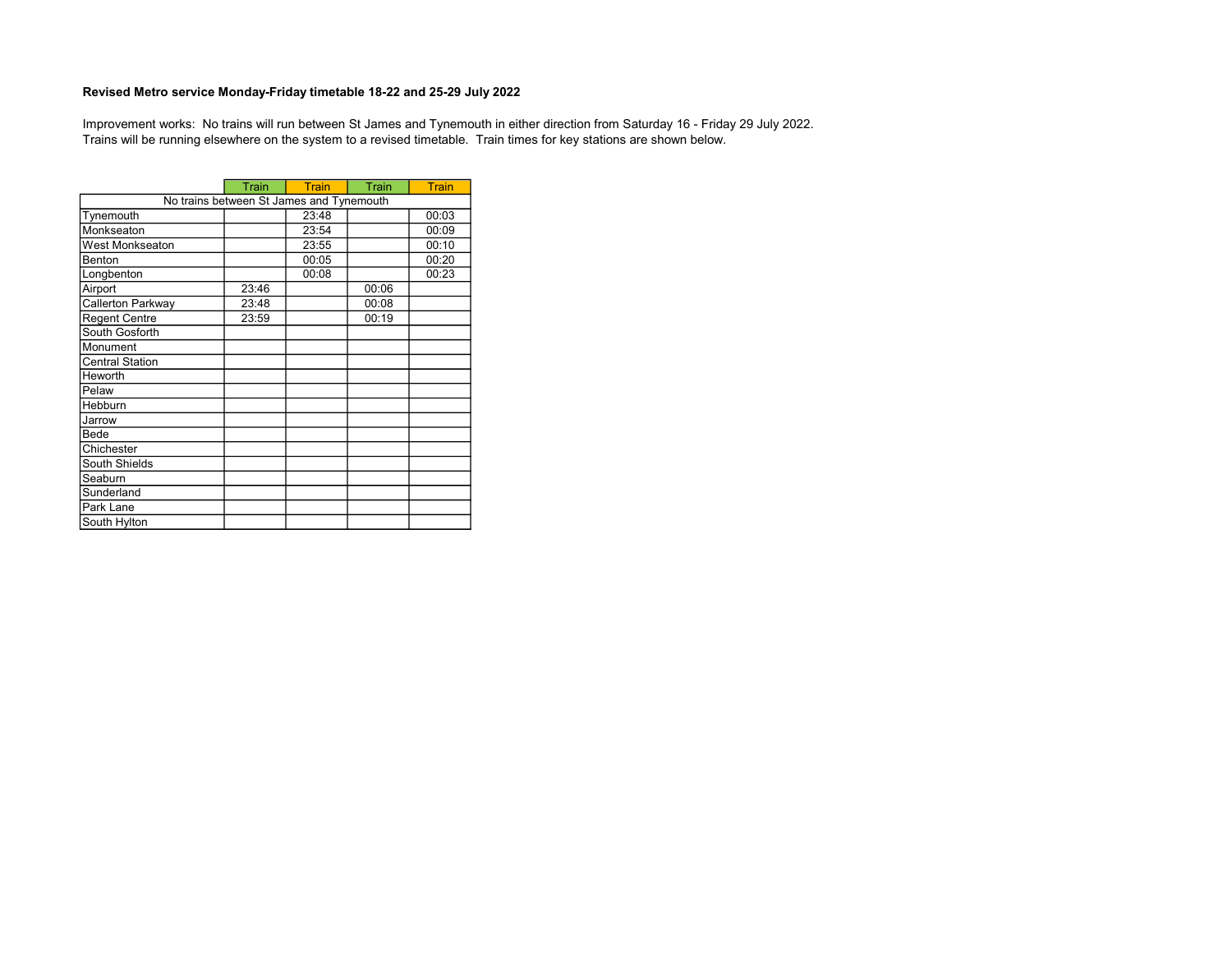**Revised Metro service Monday-Friday timetable 18-22 and 25-29 July 2022**

Improvement works: No trains will run between St James and Tynemouth in either direction from Saturday 16 - Friday 29 July 2022.
Trains will be running elsewhere on the system to a revised timetable. Train times for key stations are shown below.

| | Train | Train | Train | Train |
|---|---|---|---|---|
| No trains between St James and Tynemouth | | | | |
| Tynemouth | | 23:48 | | 00:03 |
| Monkseaton | | 23:54 | | 00:09 |
| West Monkseaton | | 23:55 | | 00:10 |
| Benton | | 00:05 | | 00:20 |
| Longbenton | | 00:08 | | 00:23 |
| Airport | 23:46 | | 00:06 | |
| Callerton Parkway | 23:48 | | 00:08 | |
| Regent Centre | 23:59 | | 00:19 | |
| South Gosforth | | | | |
| Monument | | | | |
| Central Station | | | | |
| Heworth | | | | |
| Pelaw | | | | |
| Hebburn | | | | |
| Jarrow | | | | |
| Bede | | | | |
| Chichester | | | | |
| South Shields | | | | |
| Seaburn | | | | |
| Sunderland | | | | |
| Park Lane | | | | |
| South Hylton | | | | |